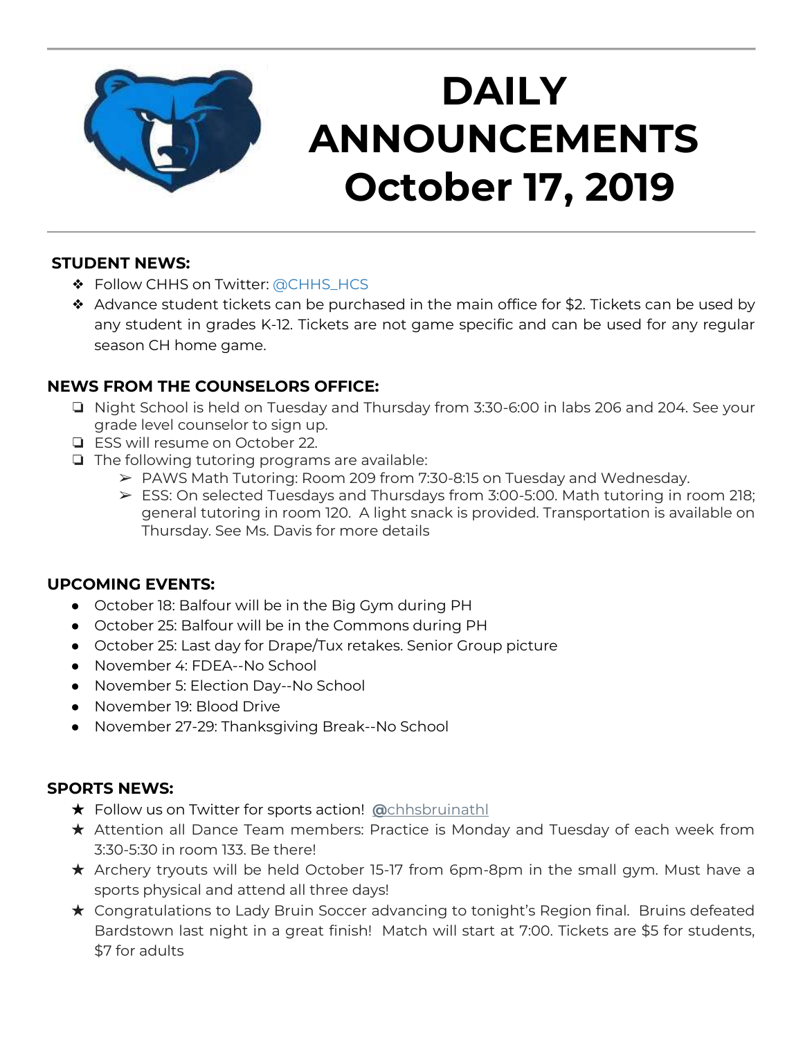# DAILY ANNOUNCEMENTS October 17, 2019

**STUDENT NEWS:**

- Follow CHHS on Twitter: @CHHS_HCS
- Advance student tickets can be purchased in the main office for $2. Tickets can be used by any student in grades K-12. Tickets are not game specific and can be used for any regular season CH home game.

**NEWS FROM THE COUNSELORS OFFICE:**

- Night School is held on Tuesday and Thursday from 3:30-6:00 in labs 206 and 204. See your grade level counselor to sign up.
- ESS will resume on October 22.
- The following tutoring programs are available:
  - PAWS Math Tutoring: Room 209 from 7:30-8:15 on Tuesday and Wednesday.
  - ESS: On selected Tuesdays and Thursdays from 3:00-5:00. Math tutoring in room 218; general tutoring in room 120. A light snack is provided. Transportation is available on Thursday. See Ms. Davis for more details

**UPCOMING EVENTS:**

- October 18: Balfour will be in the Big Gym during PH
- October 25: Balfour will be in the Commons during PH
- October 25: Last day for Drape/Tux retakes. Senior Group picture
- November 4: FDEA--No School
- November 5: Election Day--No School
- November 19: Blood Drive
- November 27-29: Thanksgiving Break--No School

**SPORTS NEWS:**

- Follow us on Twitter for sports action! @chhsbruinathl
- Attention all Dance Team members: Practice is Monday and Tuesday of each week from 3:30-5:30 in room 133. Be there!
- Archery tryouts will be held October 15-17 from 6pm-8pm in the small gym. Must have a sports physical and attend all three days!
- Congratulations to Lady Bruin Soccer advancing to tonight's Region final. Bruins defeated Bardstown last night in a great finish! Match will start at 7:00. Tickets are $5 for students, $7 for adults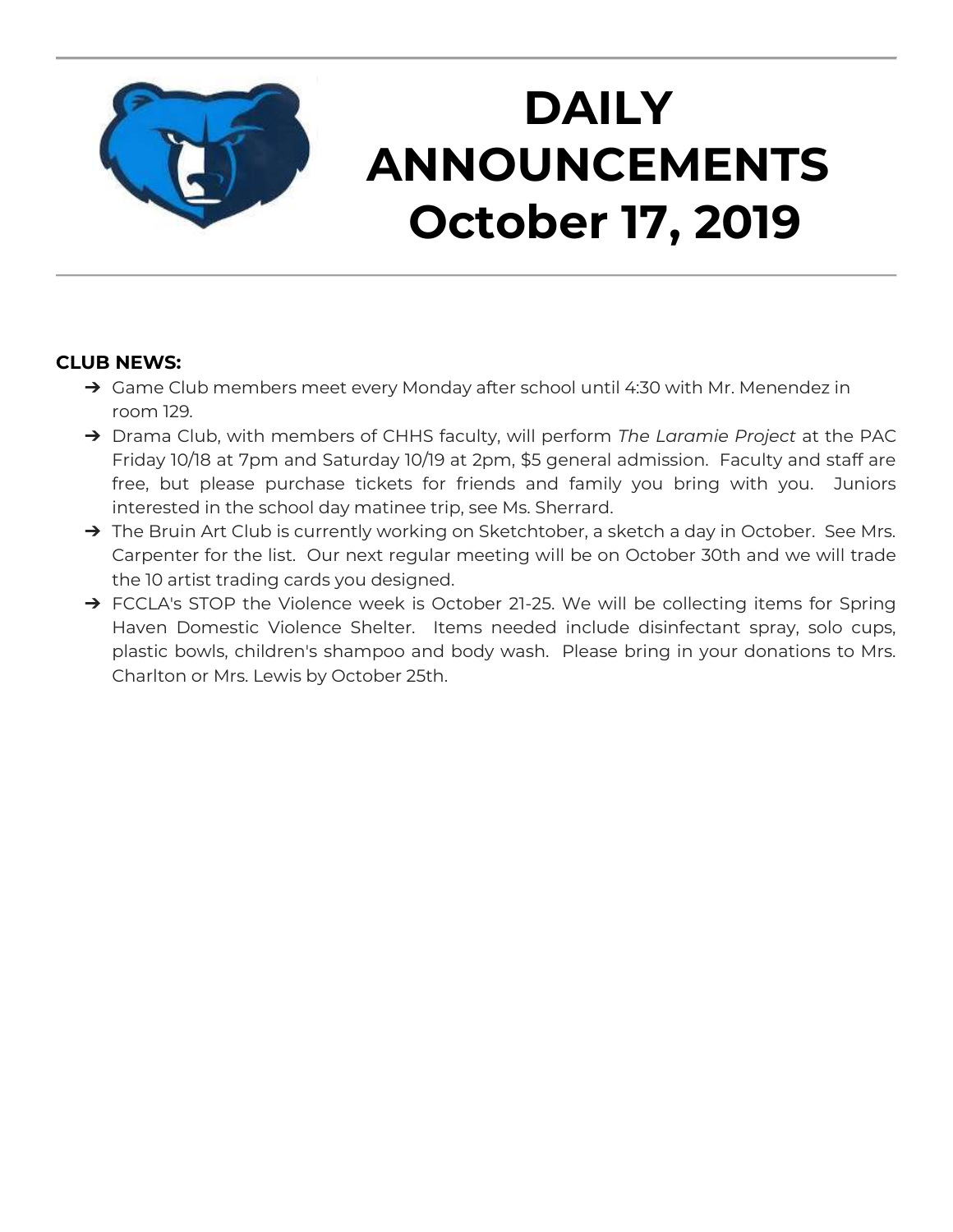# DAILY ANNOUNCEMENTS October 17, 2019

**CLUB NEWS:**

- Game Club members meet every Monday after school until 4:30 with Mr. Menendez in room 129.
- Drama Club, with members of CHHS faculty, will perform *The Laramie Project* at the PAC Friday 10/18 at 7pm and Saturday 10/19 at 2pm, $5 general admission. Faculty and staff are free, but please purchase tickets for friends and family you bring with you. Juniors interested in the school day matinee trip, see Ms. Sherrard.
- The Bruin Art Club is currently working on Sketchtober, a sketch a day in October. See Mrs. Carpenter for the list. Our next regular meeting will be on October 30th and we will trade the 10 artist trading cards you designed.
- FCCLA's STOP the Violence week is October 21-25. We will be collecting items for Spring Haven Domestic Violence Shelter. Items needed include disinfectant spray, solo cups, plastic bowls, children's shampoo and body wash. Please bring in your donations to Mrs. Charlton or Mrs. Lewis by October 25th.